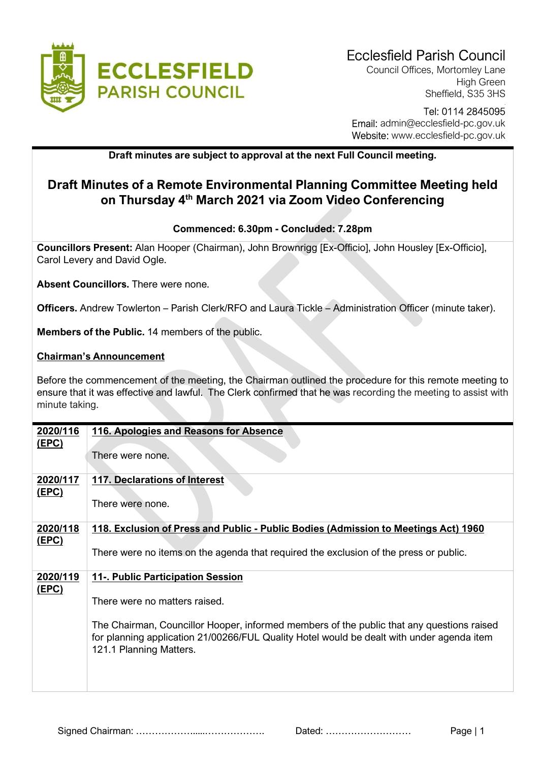Ecclesfield Parish Council
Council Offices, Mortomley Lane
High Green
Sheffield, S35 3HS

Tel: 0114 2845095
Email: admin@ecclesfield-pc.gov.uk
Website: www.ecclesfield-pc.gov.uk

**Draft minutes are subject to approval at the next Full Council meeting.**

# Draft Minutes of a Remote Environmental Planning Committee Meeting held on Thursday 4th March 2021 via Zoom Video Conferencing

**Commenced: 6.30pm - Concluded: 7.28pm**

**Councillors Present:** Alan Hooper (Chairman), John Brownrigg [Ex-Officio], John Housley [Ex-Officio], Carol Levery and David Ogle.

**Absent Councillors.** There were none.

**Officers.** Andrew Towlerton – Parish Clerk/RFO and Laura Tickle – Administration Officer (minute taker).

**Members of the Public.** 14 members of the public.

**Chairman's Announcement**

Before the commencement of the meeting, the Chairman outlined the procedure for this remote meeting to ensure that it was effective and lawful. The Clerk confirmed that he was recording the meeting to assist with minute taking.

| | |
|---|---|
| **2020/116 (EPC)** | **116. Apologies and Reasons for Absence**<br><br>There were none. |
| **2020/117 (EPC)** | **117. Declarations of Interest**<br><br>There were none. |
| **2020/118 (EPC)** | **118. Exclusion of Press and Public - Public Bodies (Admission to Meetings Act) 1960**<br><br>There were no items on the agenda that required the exclusion of the press or public. |
| **2020/119 (EPC)** | **11-. Public Participation Session**<br><br>There were no matters raised.<br><br>The Chairman, Councillor Hooper, informed members of the public that any questions raised for planning application 21/00266/FUL Quality Hotel would be dealt with under agenda item 121.1 Planning Matters. |

Signed Chairman: ……………….....………………. Dated: ………………………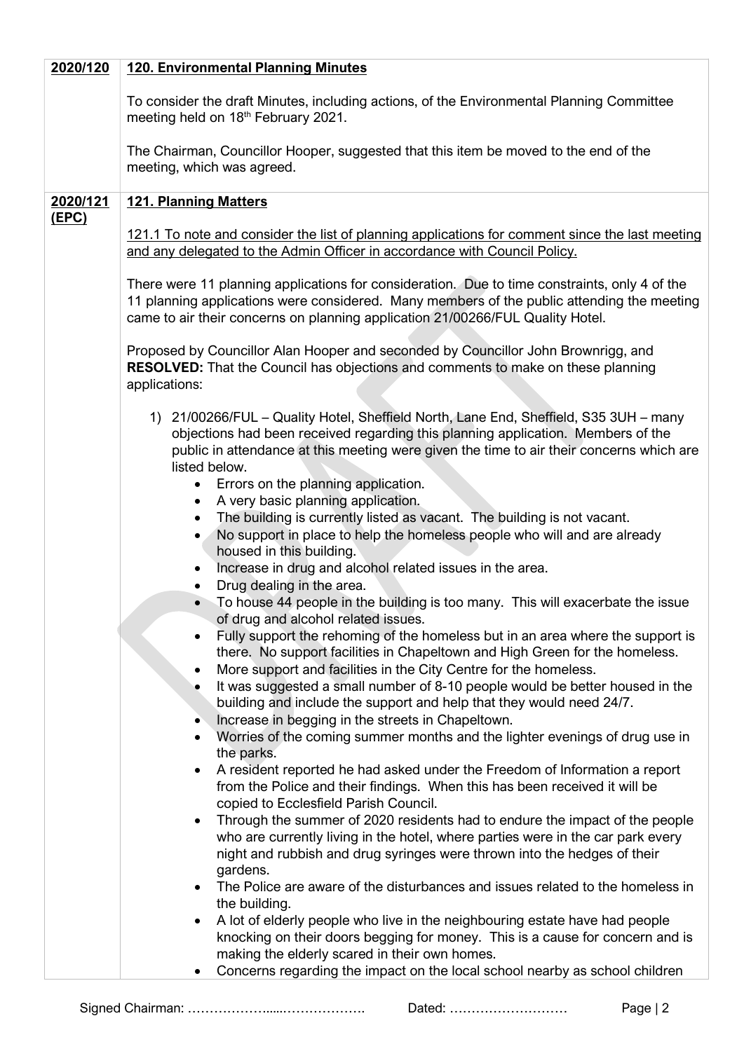| | |
|---|---|
| **2020/120** | **120. Environmental Planning Minutes**<br><br>To consider the draft Minutes, including actions, of the Environmental Planning Committee meeting held on 18th February 2021.<br><br>The Chairman, Councillor Hooper, suggested that this item be moved to the end of the meeting, which was agreed. |
| **2020/121 (EPC)** | **121. Planning Matters**<br><br>121.1 To note and consider the list of planning applications for comment since the last meeting and any delegated to the Admin Officer in accordance with Council Policy.<br><br>There were 11 planning applications for consideration. Due to time constraints, only 4 of the 11 planning applications were considered. Many members of the public attending the meeting came to air their concerns on planning application 21/00266/FUL Quality Hotel.<br><br>Proposed by Councillor Alan Hooper and seconded by Councillor John Brownrigg, and **RESOLVED:** That the Council has objections and comments to make on these planning applications:<br><br>1) 21/00266/FUL – Quality Hotel, Sheffield North, Lane End, Sheffield, S35 3UH – many objections had been received regarding this planning application. Members of the public in attendance at this meeting were given the time to air their concerns which are listed below.<br>• Errors on the planning application.<br>• A very basic planning application.<br>• The building is currently listed as vacant. The building is not vacant.<br>• No support in place to help the homeless people who will and are already housed in this building.<br>• Increase in drug and alcohol related issues in the area.<br>• Drug dealing in the area.<br>• To house 44 people in the building is too many. This will exacerbate the issue of drug and alcohol related issues.<br>• Fully support the rehoming of the homeless but in an area where the support is there. No support facilities in Chapeltown and High Green for the homeless.<br>• More support and facilities in the City Centre for the homeless.<br>• It was suggested a small number of 8-10 people would be better housed in the building and include the support and help that they would need 24/7.<br>• Increase in begging in the streets in Chapeltown.<br>• Worries of the coming summer months and the lighter evenings of drug use in the parks.<br>• A resident reported he had asked under the Freedom of Information a report from the Police and their findings. When this has been received it will be copied to Ecclesfield Parish Council.<br>• Through the summer of 2020 residents had to endure the impact of the people who are currently living in the hotel, where parties were in the car park every night and rubbish and drug syringes were thrown into the hedges of their gardens.<br>• The Police are aware of the disturbances and issues related to the homeless in the building.<br>• A lot of elderly people who live in the neighbouring estate have had people knocking on their doors begging for money. This is a cause for concern and is making the elderly scared in their own homes.<br>• Concerns regarding the impact on the local school nearby as school children |

Signed Chairman: ……………….....………………. Dated: ………………………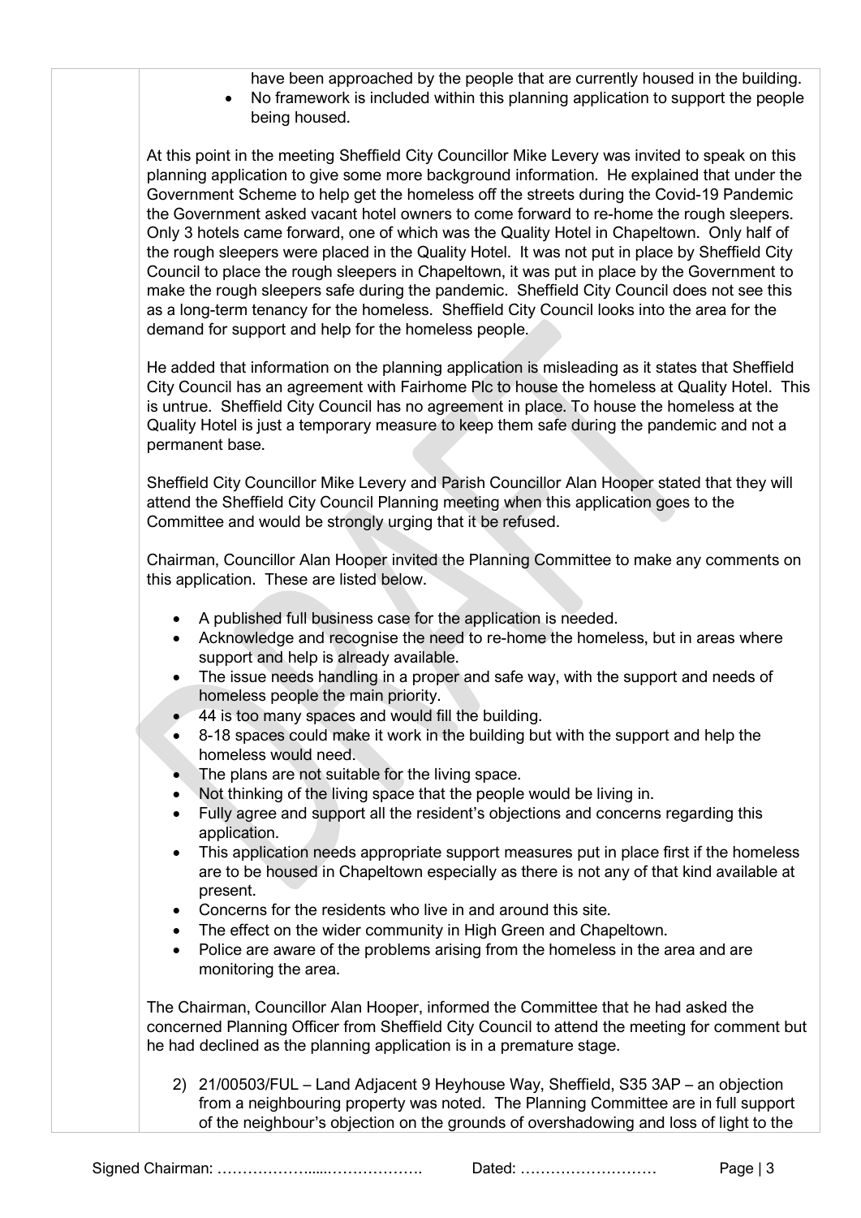have been approached by the people that are currently housed in the building.
- No framework is included within this planning application to support the people being housed.

At this point in the meeting Sheffield City Councillor Mike Levery was invited to speak on this planning application to give some more background information. He explained that under the Government Scheme to help get the homeless off the streets during the Covid-19 Pandemic the Government asked vacant hotel owners to come forward to re-home the rough sleepers. Only 3 hotels came forward, one of which was the Quality Hotel in Chapeltown. Only half of the rough sleepers were placed in the Quality Hotel. It was not put in place by Sheffield City Council to place the rough sleepers in Chapeltown, it was put in place by the Government to make the rough sleepers safe during the pandemic. Sheffield City Council does not see this as a long-term tenancy for the homeless. Sheffield City Council looks into the area for the demand for support and help for the homeless people.

He added that information on the planning application is misleading as it states that Sheffield City Council has an agreement with Fairhome Plc to house the homeless at Quality Hotel. This is untrue. Sheffield City Council has no agreement in place. To house the homeless at the Quality Hotel is just a temporary measure to keep them safe during the pandemic and not a permanent base.

Sheffield City Councillor Mike Levery and Parish Councillor Alan Hooper stated that they will attend the Sheffield City Council Planning meeting when this application goes to the Committee and would be strongly urging that it be refused.

Chairman, Councillor Alan Hooper invited the Planning Committee to make any comments on this application. These are listed below.

- A published full business case for the application is needed.
- Acknowledge and recognise the need to re-home the homeless, but in areas where support and help is already available.
- The issue needs handling in a proper and safe way, with the support and needs of homeless people the main priority.
- 44 is too many spaces and would fill the building.
- 8-18 spaces could make it work in the building but with the support and help the homeless would need.
- The plans are not suitable for the living space.
- Not thinking of the living space that the people would be living in.
- Fully agree and support all the resident's objections and concerns regarding this application.
- This application needs appropriate support measures put in place first if the homeless are to be housed in Chapeltown especially as there is not any of that kind available at present.
- Concerns for the residents who live in and around this site.
- The effect on the wider community in High Green and Chapeltown.
- Police are aware of the problems arising from the homeless in the area and are monitoring the area.

The Chairman, Councillor Alan Hooper, informed the Committee that he had asked the concerned Planning Officer from Sheffield City Council to attend the meeting for comment but he had declined as the planning application is in a premature stage.

2) 21/00503/FUL – Land Adjacent 9 Heyhouse Way, Sheffield, S35 3AP – an objection from a neighbouring property was noted. The Planning Committee are in full support of the neighbour's objection on the grounds of overshadowing and loss of light to the

Signed Chairman: …………………....………………. Dated: ………………………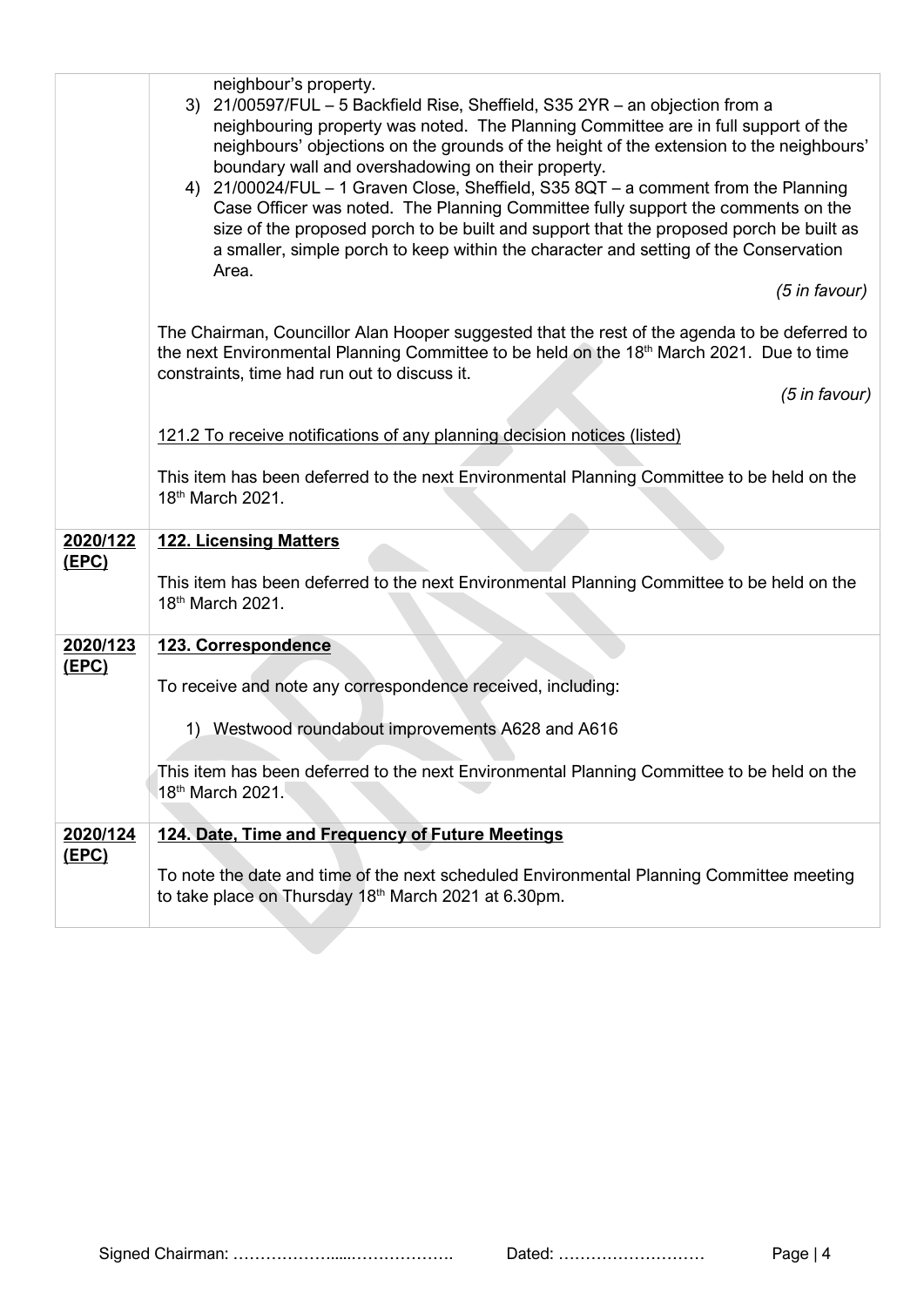| | |
|---|---|
| | neighbour's property.<br>3) 21/00597/FUL – 5 Backfield Rise, Sheffield, S35 2YR – an objection from a neighbouring property was noted. The Planning Committee are in full support of the neighbours' objections on the grounds of the height of the extension to the neighbours' boundary wall and overshadowing on their property.<br>4) 21/00024/FUL – 1 Graven Close, Sheffield, S35 8QT – a comment from the Planning Case Officer was noted. The Planning Committee fully support the comments on the size of the proposed porch to be built and support that the proposed porch be built as a smaller, simple porch to keep within the character and setting of the Conservation Area.<br>*(5 in favour)*<br><br>The Chairman, Councillor Alan Hooper suggested that the rest of the agenda to be deferred to the next Environmental Planning Committee to be held on the 18th March 2021. Due to time constraints, time had run out to discuss it.<br>*(5 in favour)*<br><br><u>121.2 To receive notifications of any planning decision notices (listed)</u><br><br>This item has been deferred to the next Environmental Planning Committee to be held on the 18th March 2021. |
| **<u>2020/122 (EPC)</u>** | **<u>122. Licensing Matters</u>**<br><br>This item has been deferred to the next Environmental Planning Committee to be held on the 18th March 2021. |
| **<u>2020/123 (EPC)</u>** | **<u>123. Correspondence</u>**<br><br>To receive and note any correspondence received, including:<br><br>1) Westwood roundabout improvements A628 and A616<br><br>This item has been deferred to the next Environmental Planning Committee to be held on the 18th March 2021. |
| **<u>2020/124 (EPC)</u>** | **<u>124. Date, Time and Frequency of Future Meetings</u>**<br><br>To note the date and time of the next scheduled Environmental Planning Committee meeting to take place on Thursday 18th March 2021 at 6.30pm. |

Signed Chairman: ………………....………………. Dated: ………………………